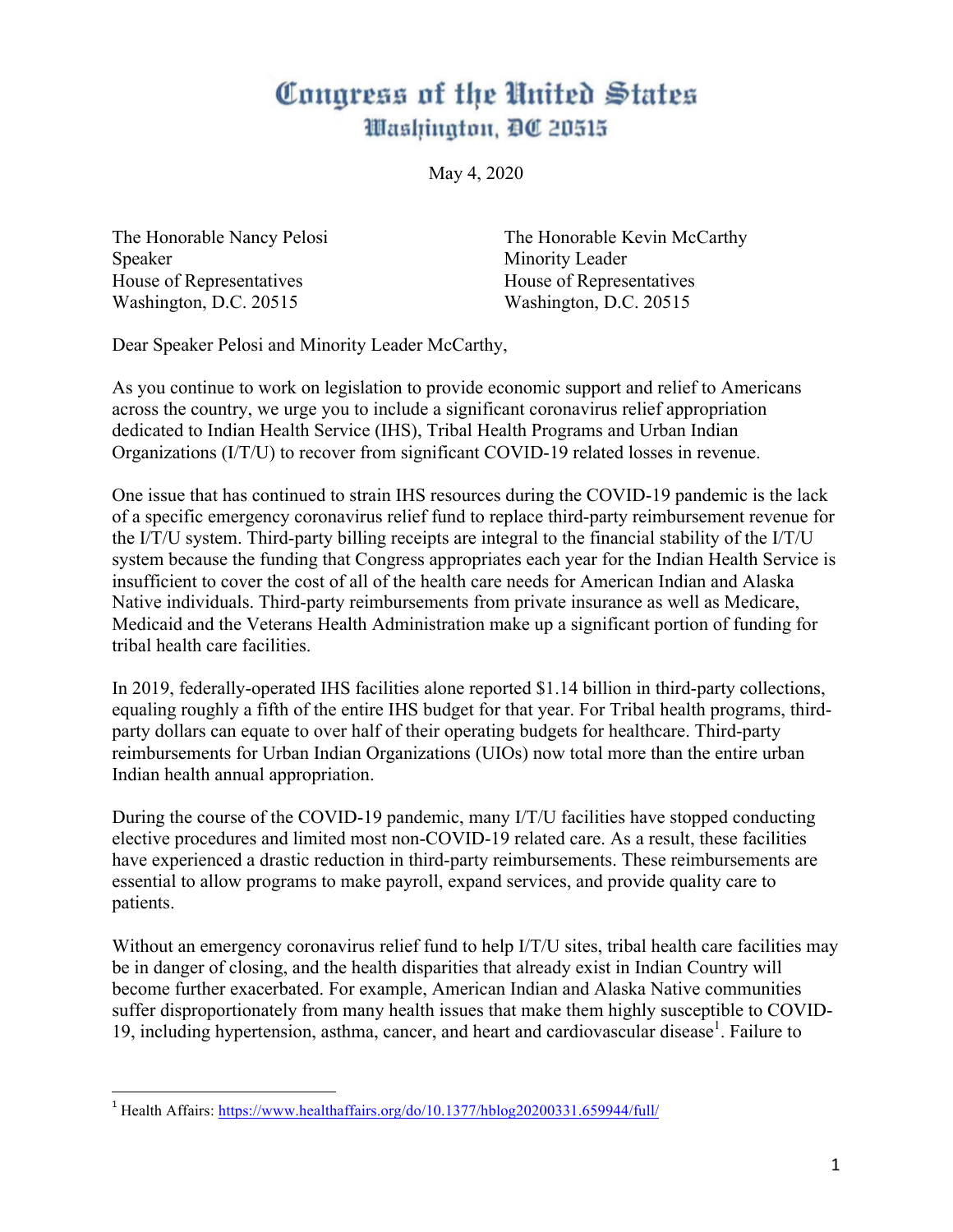# Congress of the United States
## Washington, DC 20515

May 4, 2020

The Honorable Nancy Pelosi
Speaker
House of Representatives
Washington, D.C. 20515

The Honorable Kevin McCarthy
Minority Leader
House of Representatives
Washington, D.C. 20515

Dear Speaker Pelosi and Minority Leader McCarthy,

As you continue to work on legislation to provide economic support and relief to Americans across the country, we urge you to include a significant coronavirus relief appropriation dedicated to Indian Health Service (IHS), Tribal Health Programs and Urban Indian Organizations (I/T/U) to recover from significant COVID-19 related losses in revenue.

One issue that has continued to strain IHS resources during the COVID-19 pandemic is the lack of a specific emergency coronavirus relief fund to replace third-party reimbursement revenue for the I/T/U system. Third-party billing receipts are integral to the financial stability of the I/T/U system because the funding that Congress appropriates each year for the Indian Health Service is insufficient to cover the cost of all of the health care needs for American Indian and Alaska Native individuals. Third-party reimbursements from private insurance as well as Medicare, Medicaid and the Veterans Health Administration make up a significant portion of funding for tribal health care facilities.

In 2019, federally-operated IHS facilities alone reported $1.14 billion in third-party collections, equaling roughly a fifth of the entire IHS budget for that year. For Tribal health programs, third-party dollars can equate to over half of their operating budgets for healthcare. Third-party reimbursements for Urban Indian Organizations (UIOs) now total more than the entire urban Indian health annual appropriation.

During the course of the COVID-19 pandemic, many I/T/U facilities have stopped conducting elective procedures and limited most non-COVID-19 related care. As a result, these facilities have experienced a drastic reduction in third-party reimbursements. These reimbursements are essential to allow programs to make payroll, expand services, and provide quality care to patients.

Without an emergency coronavirus relief fund to help I/T/U sites, tribal health care facilities may be in danger of closing, and the health disparities that already exist in Indian Country will become further exacerbated. For example, American Indian and Alaska Native communities suffer disproportionately from many health issues that make them highly susceptible to COVID-19, including hypertension, asthma, cancer, and heart and cardiovascular disease[1]. Failure to

[1] Health Affairs: https://www.healthaffairs.org/do/10.1377/hblog20200331.659944/full/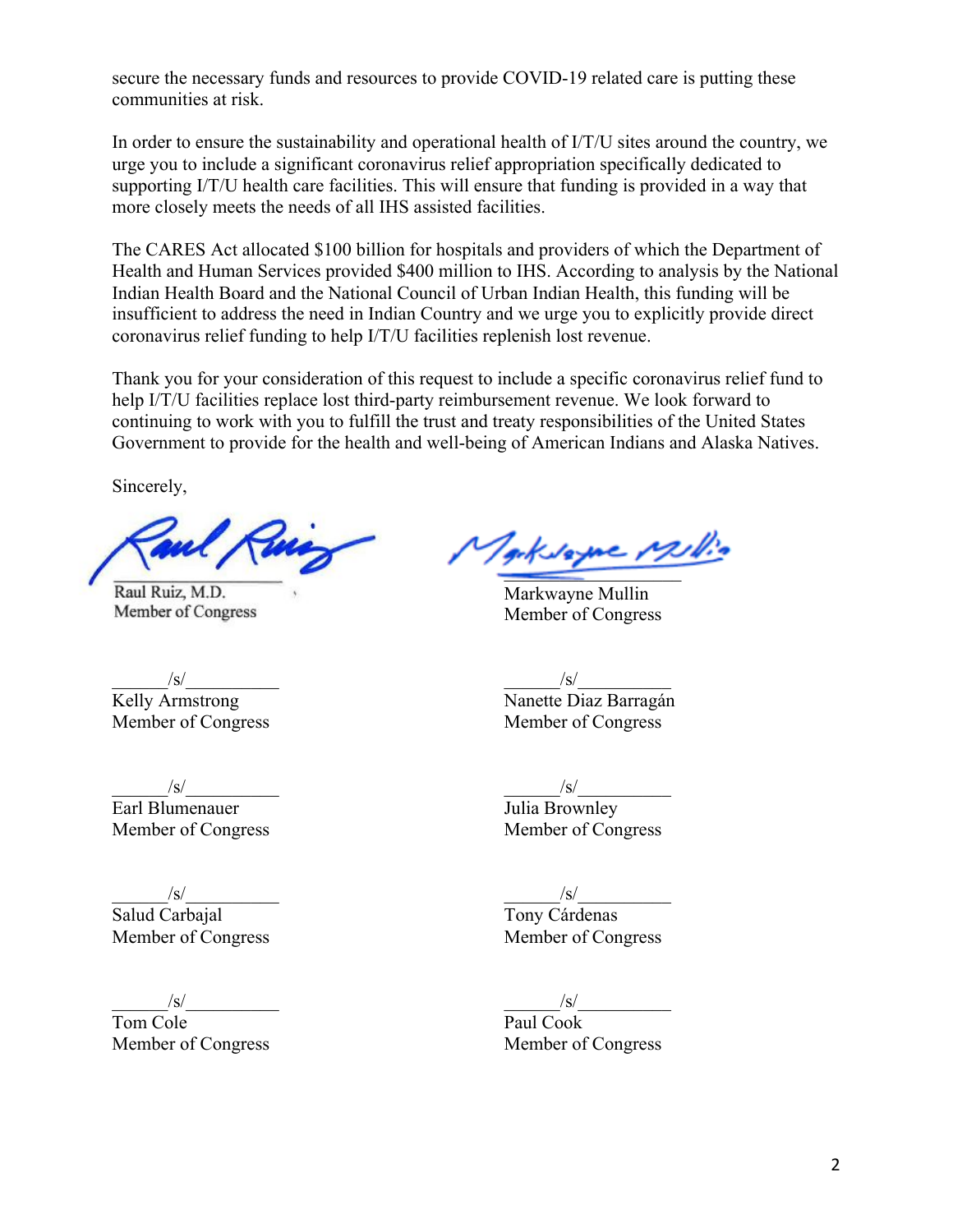secure the necessary funds and resources to provide COVID-19 related care is putting these communities at risk.

In order to ensure the sustainability and operational health of I/T/U sites around the country, we urge you to include a significant coronavirus relief appropriation specifically dedicated to supporting I/T/U health care facilities. This will ensure that funding is provided in a way that more closely meets the needs of all IHS assisted facilities.

The CARES Act allocated $100 billion for hospitals and providers of which the Department of Health and Human Services provided $400 million to IHS. According to analysis by the National Indian Health Board and the National Council of Urban Indian Health, this funding will be insufficient to address the need in Indian Country and we urge you to explicitly provide direct coronavirus relief funding to help I/T/U facilities replenish lost revenue.

Thank you for your consideration of this request to include a specific coronavirus relief fund to help I/T/U facilities replace lost third-party reimbursement revenue. We look forward to continuing to work with you to fulfill the trust and treaty responsibilities of the United States Government to provide for the health and well-being of American Indians and Alaska Natives.

Sincerely,

Raul Ruiz, M.D.
Member of Congress

Markwayne Mullin
Member of Congress

/s/
Kelly Armstrong
Member of Congress

/s/
Nanette Diaz Barragán
Member of Congress

/s/
Earl Blumenauer
Member of Congress

/s/
Julia Brownley
Member of Congress

/s/
Salud Carbajal
Member of Congress

/s/
Tony Cárdenas
Member of Congress

/s/
Tom Cole
Member of Congress

/s/
Paul Cook
Member of Congress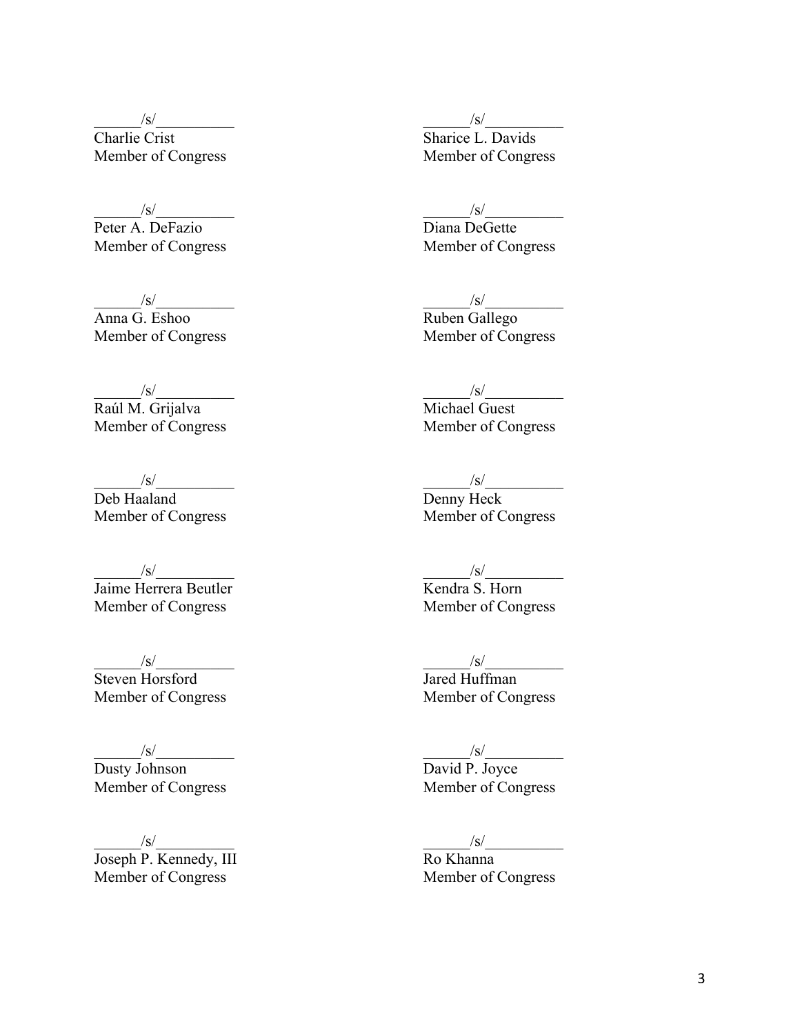______/s/__________
Charlie Crist
Member of Congress

______/s/__________
Sharice L. Davids
Member of Congress

______/s/__________
Peter A. DeFazio
Member of Congress

______/s/__________
Diana DeGette
Member of Congress

______/s/__________
Anna G. Eshoo
Member of Congress

______/s/__________
Ruben Gallego
Member of Congress

______/s/__________
Raúl M. Grijalva
Member of Congress

______/s/__________
Michael Guest
Member of Congress

______/s/__________
Deb Haaland
Member of Congress

______/s/__________
Denny Heck
Member of Congress

______/s/__________
Jaime Herrera Beutler
Member of Congress

______/s/__________
Kendra S. Horn
Member of Congress

______/s/__________
Steven Horsford
Member of Congress

______/s/__________
Jared Huffman
Member of Congress

______/s/__________
Dusty Johnson
Member of Congress

______/s/__________
David P. Joyce
Member of Congress

______/s/__________
Joseph P. Kennedy, III
Member of Congress

______/s/__________
Ro Khanna
Member of Congress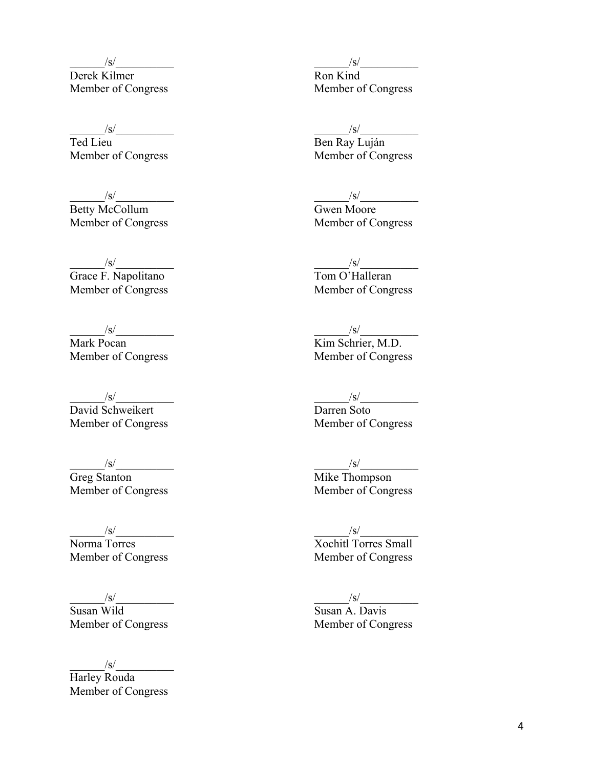\_\_\_\_\_\_/s/\_\_\_\_\_\_\_\_\_\_
Derek Kilmer
Member of Congress

\_\_\_\_\_\_/s/\_\_\_\_\_\_\_\_\_\_
Ron Kind
Member of Congress

\_\_\_\_\_\_/s/\_\_\_\_\_\_\_\_\_\_
Ted Lieu
Member of Congress

\_\_\_\_\_\_/s/\_\_\_\_\_\_\_\_\_\_
Ben Ray Luján
Member of Congress

\_\_\_\_\_\_/s/\_\_\_\_\_\_\_\_\_\_
Betty McCollum
Member of Congress

\_\_\_\_\_\_/s/\_\_\_\_\_\_\_\_\_\_
Gwen Moore
Member of Congress

\_\_\_\_\_\_/s/\_\_\_\_\_\_\_\_\_\_
Grace F. Napolitano
Member of Congress

\_\_\_\_\_\_/s/\_\_\_\_\_\_\_\_\_\_
Tom O'Halleran
Member of Congress

\_\_\_\_\_\_/s/\_\_\_\_\_\_\_\_\_\_
Mark Pocan
Member of Congress

\_\_\_\_\_\_/s/\_\_\_\_\_\_\_\_\_\_
Kim Schrier, M.D.
Member of Congress

\_\_\_\_\_\_/s/\_\_\_\_\_\_\_\_\_\_
David Schweikert
Member of Congress

\_\_\_\_\_\_/s/\_\_\_\_\_\_\_\_\_\_
Darren Soto
Member of Congress

\_\_\_\_\_\_/s/\_\_\_\_\_\_\_\_\_\_
Greg Stanton
Member of Congress

\_\_\_\_\_\_/s/\_\_\_\_\_\_\_\_\_\_
Mike Thompson
Member of Congress

\_\_\_\_\_\_/s/\_\_\_\_\_\_\_\_\_\_
Norma Torres
Member of Congress

\_\_\_\_\_\_/s/\_\_\_\_\_\_\_\_\_\_
Xochitl Torres Small
Member of Congress

\_\_\_\_\_\_/s/\_\_\_\_\_\_\_\_\_\_
Susan Wild
Member of Congress

\_\_\_\_\_\_/s/\_\_\_\_\_\_\_\_\_\_
Susan A. Davis
Member of Congress

\_\_\_\_\_\_/s/\_\_\_\_\_\_\_\_\_\_
Harley Rouda
Member of Congress